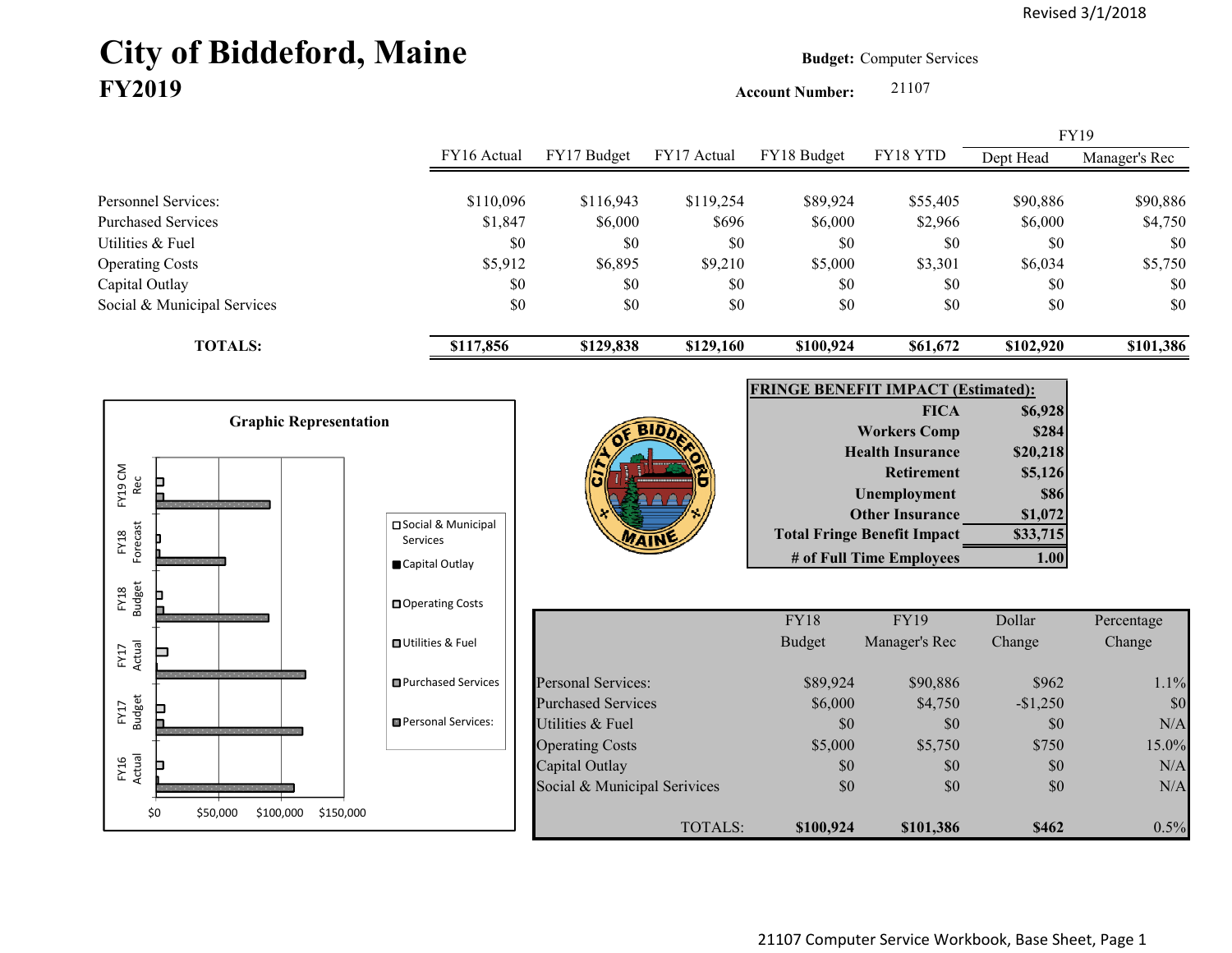Revised 3/1/2018

# City of Biddeford, Maine
## FY2019

**Budget:** Computer Services

**Account Number:** 21107

| | FY16 Actual | FY17 Budget | FY17 Actual | FY18 Budget | FY18 YTD | FY19 Dept Head | FY19 Manager's Rec |
|---|---|---|---|---|---|---|---|
| Personnel Services: | $110,096 | $116,943 | $119,254 | $89,924 | $55,405 | $90,886 | $90,886 |
| Purchased Services | $1,847 | $6,000 | $696 | $6,000 | $2,966 | $6,000 | $4,750 |
| Utilities & Fuel | $0 | $0 | $0 | $0 | $0 | $0 | $0 |
| Operating Costs | $5,912 | $6,895 | $9,210 | $5,000 | $3,301 | $6,034 | $5,750 |
| Capital Outlay | $0 | $0 | $0 | $0 | $0 | $0 | $0 |
| Social & Municipal Services | $0 | $0 | $0 | $0 | $0 | $0 | $0 |
| **TOTALS:** | **$117,856** | **$129,838** | **$129,160** | **$100,924** | **$61,672** | **$102,920** | **$101,386** |

**Graphic Representation**

| FRINGE BENEFIT IMPACT (Estimated): | |
|---|---|
| FICA | $6,928 |
| Workers Comp | $284 |
| Health Insurance | $20,218 |
| Retirement | $5,126 |
| Unemployment | $86 |
| Other Insurance | $1,072 |
| Total Fringe Benefit Impact | $33,715 |
| # of Full Time Employees | 1.00 |

| | FY18 Budget | FY19 Manager's Rec | Dollar Change | Percentage Change |
|---|---|---|---|---|
| Personal Services: | $89,924 | $90,886 | $962 | 1.1% |
| Purchased Services | $6,000 | $4,750 | -$1,250 | $0 |
| Utilities & Fuel | $0 | $0 | $0 | N/A |
| Operating Costs | $5,000 | $5,750 | $750 | 15.0% |
| Capital Outlay | $0 | $0 | $0 | N/A |
| Social & Municipal Services | $0 | $0 | $0 | N/A |
| TOTALS: | **$100,924** | **$101,386** | **$462** | 0.5% |

21107 Computer Service Workbook, Base Sheet, Page 1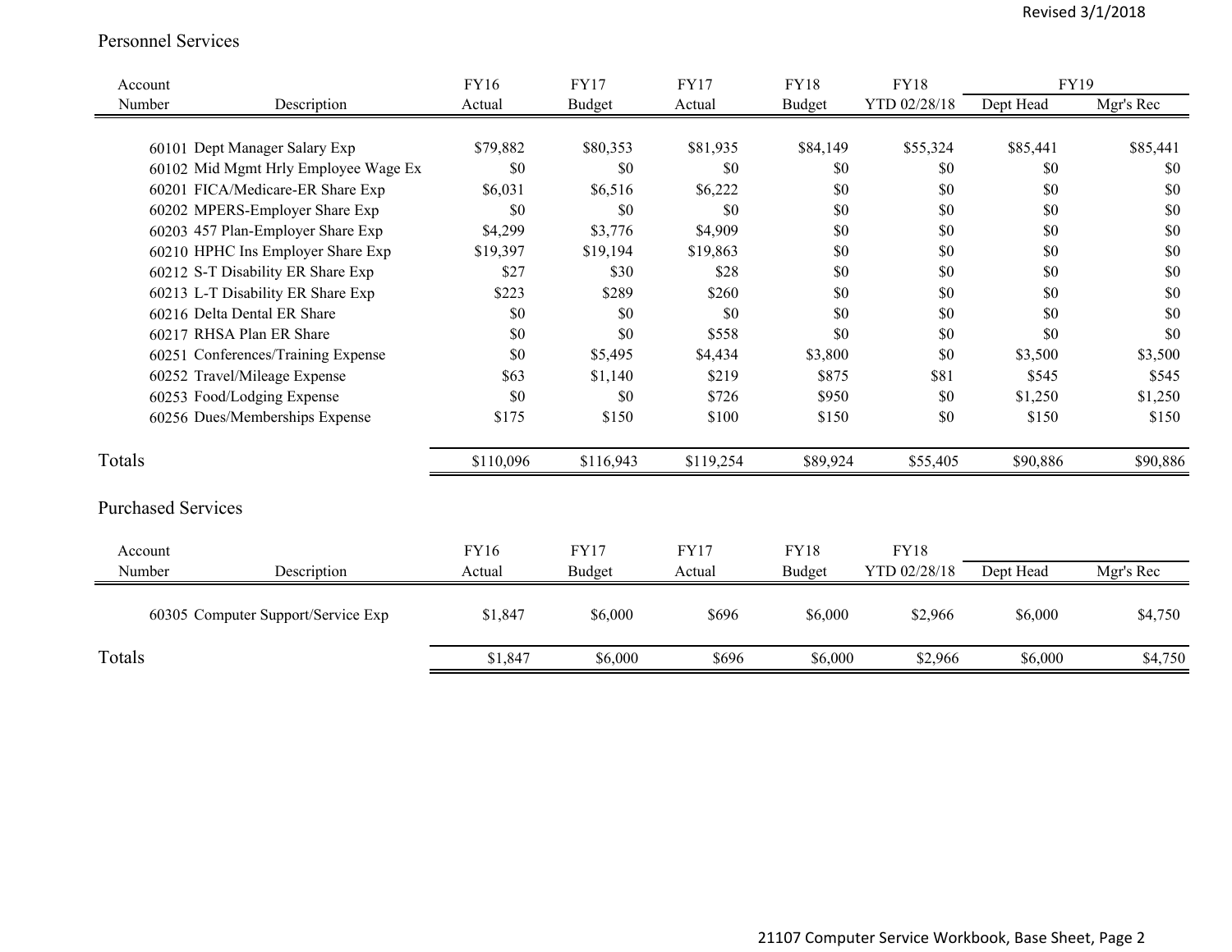Revised 3/1/2018

## Personnel Services

| Account Number | Description | FY16 Actual | FY17 Budget | FY17 Actual | FY18 Budget | FY18 YTD 02/28/18 | FY19 Dept Head | FY19 Mgr's Rec |
|---|---|---|---|---|---|---|---|---|
| 60101 | Dept Manager Salary Exp | $79,882 | $80,353 | $81,935 | $84,149 | $55,324 | $85,441 | $85,441 |
| 60102 | Mid Mgmt Hrly Employee Wage Ex | $0 | $0 | $0 | $0 | $0 | $0 | $0 |
| 60201 | FICA/Medicare-ER Share Exp | $6,031 | $6,516 | $6,222 | $0 | $0 | $0 | $0 |
| 60202 | MPERS-Employer Share Exp | $0 | $0 | $0 | $0 | $0 | $0 | $0 |
| 60203 | 457 Plan-Employer Share Exp | $4,299 | $3,776 | $4,909 | $0 | $0 | $0 | $0 |
| 60210 | HPHC Ins Employer Share Exp | $19,397 | $19,194 | $19,863 | $0 | $0 | $0 | $0 |
| 60212 | S-T Disability ER Share Exp | $27 | $30 | $28 | $0 | $0 | $0 | $0 |
| 60213 | L-T Disability ER Share Exp | $223 | $289 | $260 | $0 | $0 | $0 | $0 |
| 60216 | Delta Dental ER Share | $0 | $0 | $0 | $0 | $0 | $0 | $0 |
| 60217 | RHSA Plan ER Share | $0 | $0 | $558 | $0 | $0 | $0 | $0 |
| 60251 | Conferences/Training Expense | $0 | $5,495 | $4,434 | $3,800 | $0 | $3,500 | $3,500 |
| 60252 | Travel/Mileage Expense | $63 | $1,140 | $219 | $875 | $81 | $545 | $545 |
| 60253 | Food/Lodging Expense | $0 | $0 | $726 | $950 | $0 | $1,250 | $1,250 |
| 60256 | Dues/Memberships Expense | $175 | $150 | $100 | $150 | $0 | $150 | $150 |
| Totals | | $110,096 | $116,943 | $119,254 | $89,924 | $55,405 | $90,886 | $90,886 |

## Purchased Services

| Account Number | Description | FY16 Actual | FY17 Budget | FY17 Actual | FY18 Budget | FY18 YTD 02/28/18 | Dept Head | Mgr's Rec |
|---|---|---|---|---|---|---|---|---|
| 60305 | Computer Support/Service Exp | $1,847 | $6,000 | $696 | $6,000 | $2,966 | $6,000 | $4,750 |
| Totals | | $1,847 | $6,000 | $696 | $6,000 | $2,966 | $6,000 | $4,750 |

21107 Computer Service Workbook, Base Sheet, Page 2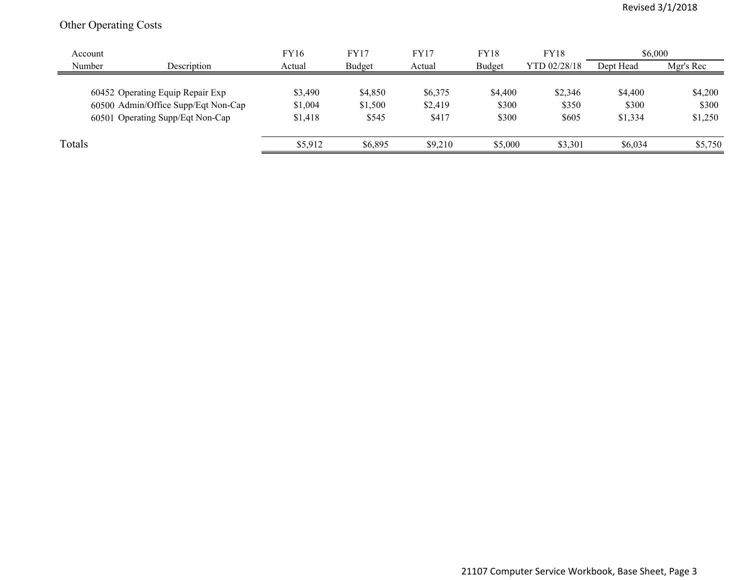## Other Operating Costs

| Account Number | Description | FY16 Actual | FY17 Budget | FY17 Actual | FY18 Budget | FY18 YTD 02/28/18 | $6,000 | |
|---|---|---|---|---|---|---|---|---|
| | | | | | | | Dept Head | Mgr's Rec |
| 60452 | Operating Equip Repair Exp | $3,490 | $4,850 | $6,375 | $4,400 | $2,346 | $4,400 | $4,200 |
| 60500 | Admin/Office Supp/Eqt Non-Cap | $1,004 | $1,500 | $2,419 | $300 | $350 | $300 | $300 |
| 60501 | Operating Supp/Eqt Non-Cap | $1,418 | $545 | $417 | $300 | $605 | $1,334 | $1,250 |
| Totals | | $5,912 | $6,895 | $9,210 | $5,000 | $3,301 | $6,034 | $5,750 |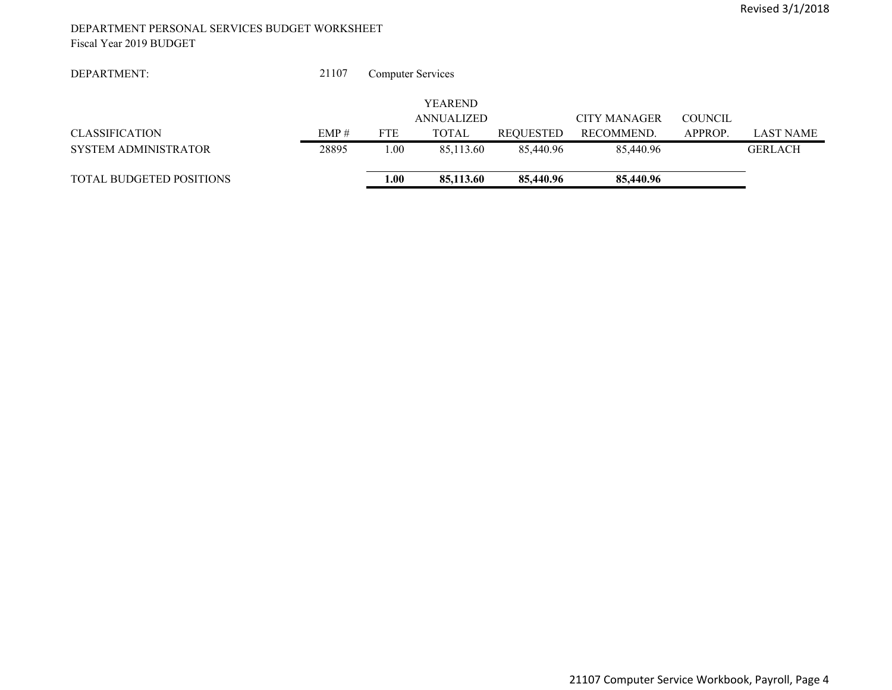DEPARTMENT PERSONAL SERVICES BUDGET WORKSHEET
Fiscal Year 2019 BUDGET

DEPARTMENT: 21107 Computer Services

| CLASSIFICATION | EMP # | FTE | YEAREND ANNUALIZED TOTAL | REQUESTED | CITY MANAGER RECOMMEND. | COUNCIL APPROP. | LAST NAME |
|---|---|---|---|---|---|---|---|
| SYSTEM ADMINISTRATOR | 28895 | 1.00 | 85,113.60 | 85,440.96 | 85,440.96 | | GERLACH |
| TOTAL BUDGETED POSITIONS | | **1.00** | **85,113.60** | **85,440.96** | **85,440.96** | | |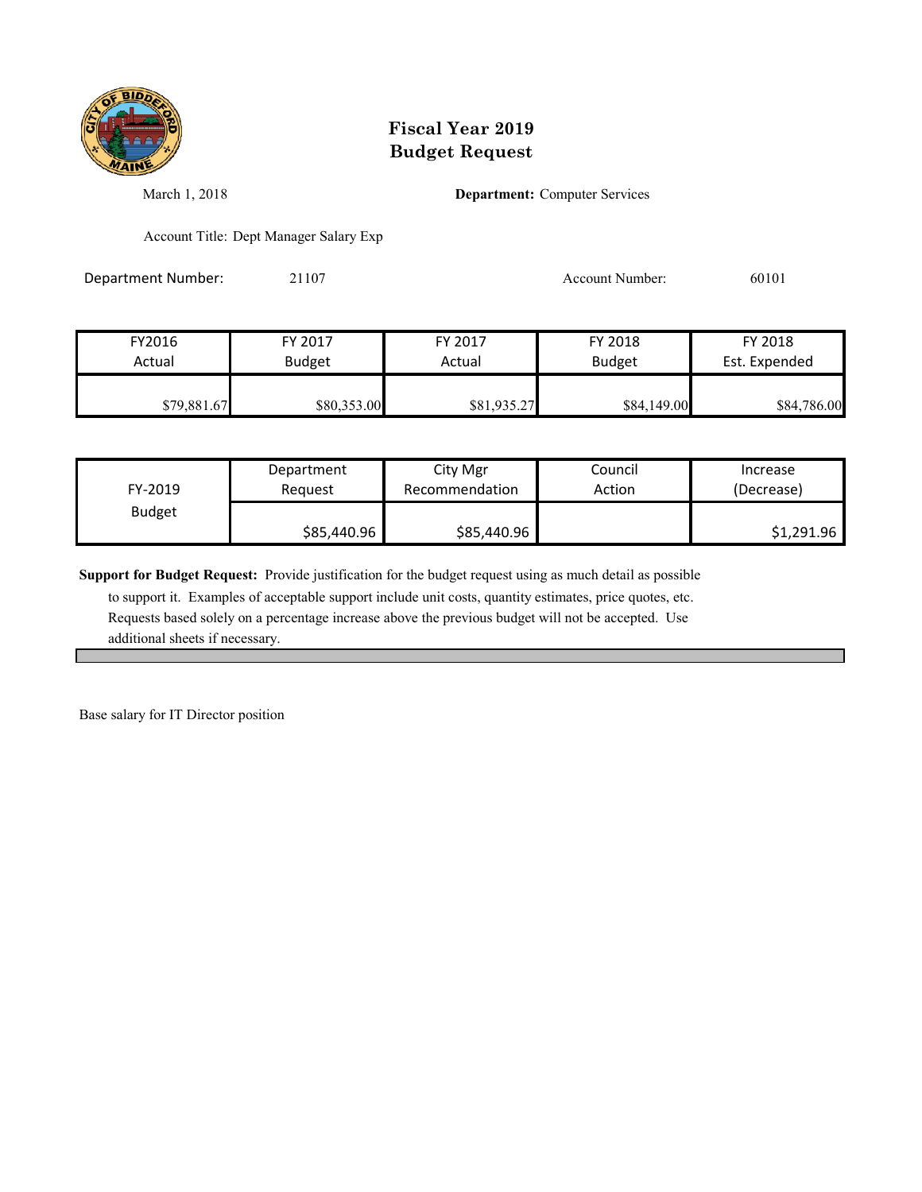# Fiscal Year 2019
# Budget Request

March 1, 2018

**Department:** Computer Services

Account Title: Dept Manager Salary Exp

Department Number: 21107

Account Number: 60101

| FY2016 Actual | FY 2017 Budget | FY 2017 Actual | FY 2018 Budget | FY 2018 Est. Expended |
|---|---|---|---|---|
| $79,881.67 | $80,353.00 | $81,935.27 | $84,149.00 | $84,786.00 |

| FY-2019 Budget | Department Request | City Mgr Recommendation | Council Action | Increase (Decrease) |
|---|---|---|---|---|
| | $85,440.96 | $85,440.96 | | $1,291.96 |

**Support for Budget Request:** Provide justification for the budget request using as much detail as possible to support it. Examples of acceptable support include unit costs, quantity estimates, price quotes, etc. Requests based solely on a percentage increase above the previous budget will not be accepted. Use additional sheets if necessary.

Base salary for IT Director position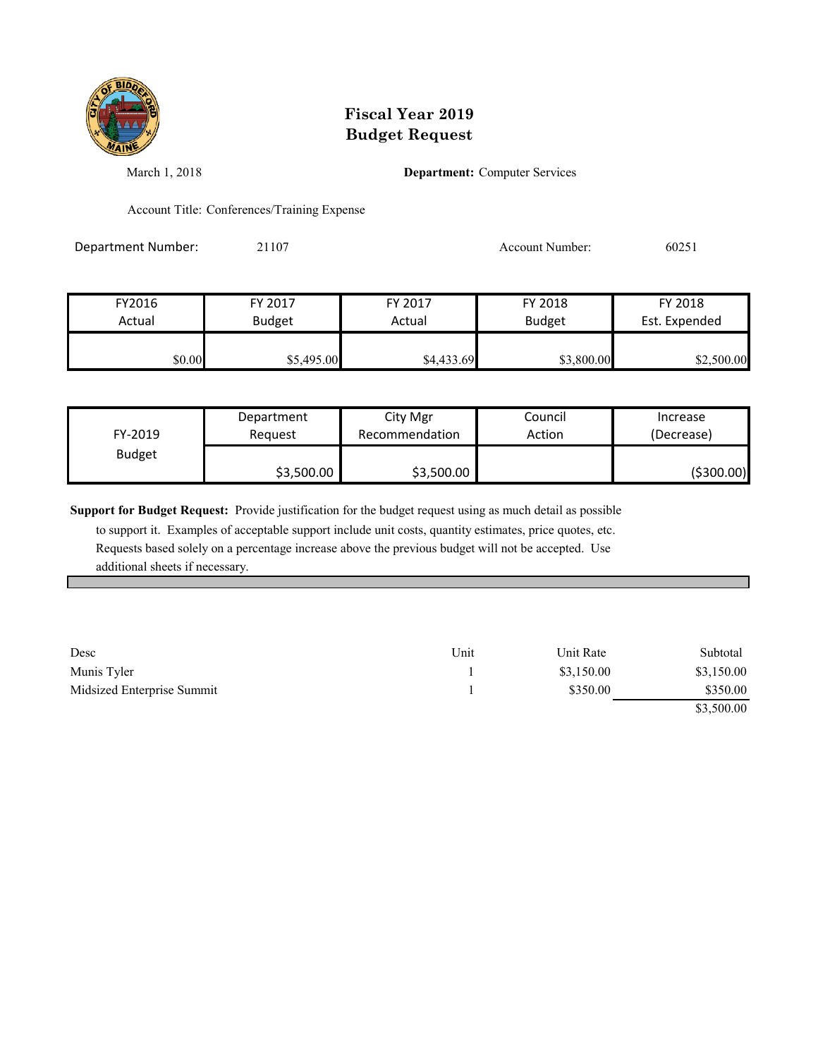# Fiscal Year 2019
# Budget Request

March 1, 2018

**Department:** Computer Services

Account Title: Conferences/Training Expense

Department Number: 21107

Account Number: 60251

| FY2016 Actual | FY 2017 Budget | FY 2017 Actual | FY 2018 Budget | FY 2018 Est. Expended |
|---|---|---|---|---|
| $0.00 | $5,495.00 | $4,433.69 | $3,800.00 | $2,500.00 |

| FY-2019 Budget | Department Request | City Mgr Recommendation | Council Action | Increase (Decrease) |
|---|---|---|---|---|
| | $3,500.00 | $3,500.00 | | ($300.00) |

**Support for Budget Request:** Provide justification for the budget request using as much detail as possible to support it. Examples of acceptable support include unit costs, quantity estimates, price quotes, etc. Requests based solely on a percentage increase above the previous budget will not be accepted. Use additional sheets if necessary.

| Desc | Unit | Unit Rate | Subtotal |
|---|---|---|---|
| Munis Tyler | 1 | $3,150.00 | $3,150.00 |
| Midsized Enterprise Summit | 1 | $350.00 | $350.00 |
| | | | $3,500.00 |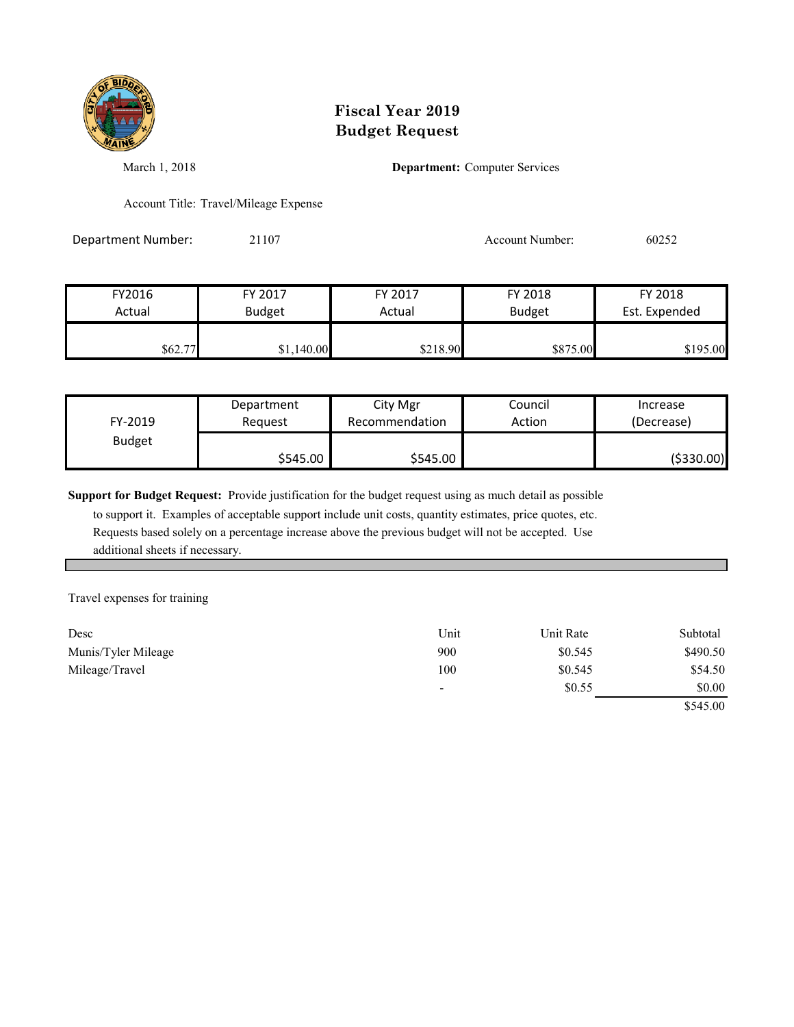# Fiscal Year 2019
# Budget Request

March 1, 2018

**Department:** Computer Services

Account Title: Travel/Mileage Expense

Department Number: 21107

Account Number: 60252

| FY2016 Actual | FY 2017 Budget | FY 2017 Actual | FY 2018 Budget | FY 2018 Est. Expended |
|---|---|---|---|---|
| $62.77 | $1,140.00 | $218.90 | $875.00 | $195.00 |

| FY-2019 Budget | Department Request | City Mgr Recommendation | Council Action | Increase (Decrease) |
|---|---|---|---|---|
| | $545.00 | $545.00 | | ($330.00) |

**Support for Budget Request:** Provide justification for the budget request using as much detail as possible to support it. Examples of acceptable support include unit costs, quantity estimates, price quotes, etc. Requests based solely on a percentage increase above the previous budget will not be accepted. Use additional sheets if necessary.

Travel expenses for training

| Desc | Unit | Unit Rate | Subtotal |
|---|---|---|---|
| Munis/Tyler Mileage | 900 | $0.545 | $490.50 |
| Mileage/Travel | 100 | $0.545 | $54.50 |
| | - | $0.55 | $0.00 |
| | | | $545.00 |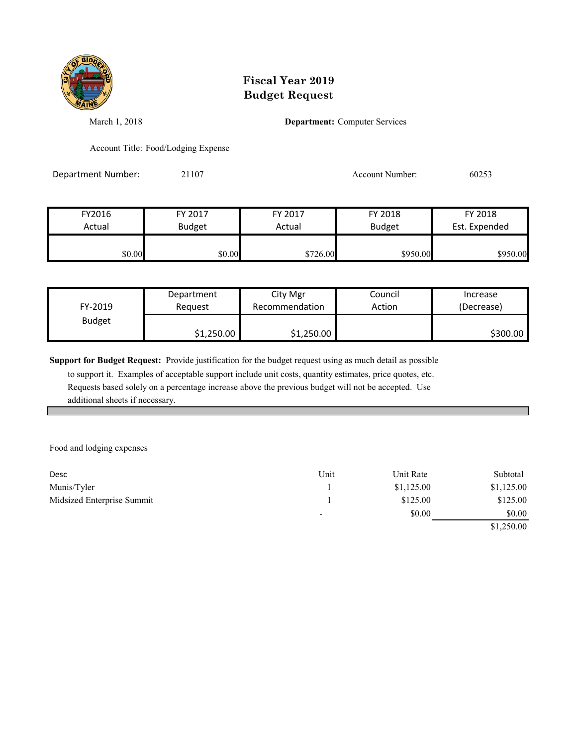# Fiscal Year 2019
# Budget Request

March 1, 2018

**Department:** Computer Services

Account Title: Food/Lodging Expense

Department Number: 21107

Account Number: 60253

| FY2016 Actual | FY 2017 Budget | FY 2017 Actual | FY 2018 Budget | FY 2018 Est. Expended |
|---|---|---|---|---|
| $0.00 | $0.00 | $726.00 | $950.00 | $950.00 |

| FY-2019 Budget | Department Request | City Mgr Recommendation | Council Action | Increase (Decrease) |
|---|---|---|---|---|
| | $1,250.00 | $1,250.00 | | $300.00 |

**Support for Budget Request:** Provide justification for the budget request using as much detail as possible to support it. Examples of acceptable support include unit costs, quantity estimates, price quotes, etc. Requests based solely on a percentage increase above the previous budget will not be accepted. Use additional sheets if necessary.

Food and lodging expenses

| Desc | Unit | Unit Rate | Subtotal |
|---|---|---|---|
| Munis/Tyler | 1 | $1,125.00 | $1,125.00 |
| Midsized Enterprise Summit | 1 | $125.00 | $125.00 |
| | - | $0.00 | $0.00 |
| | | | $1,250.00 |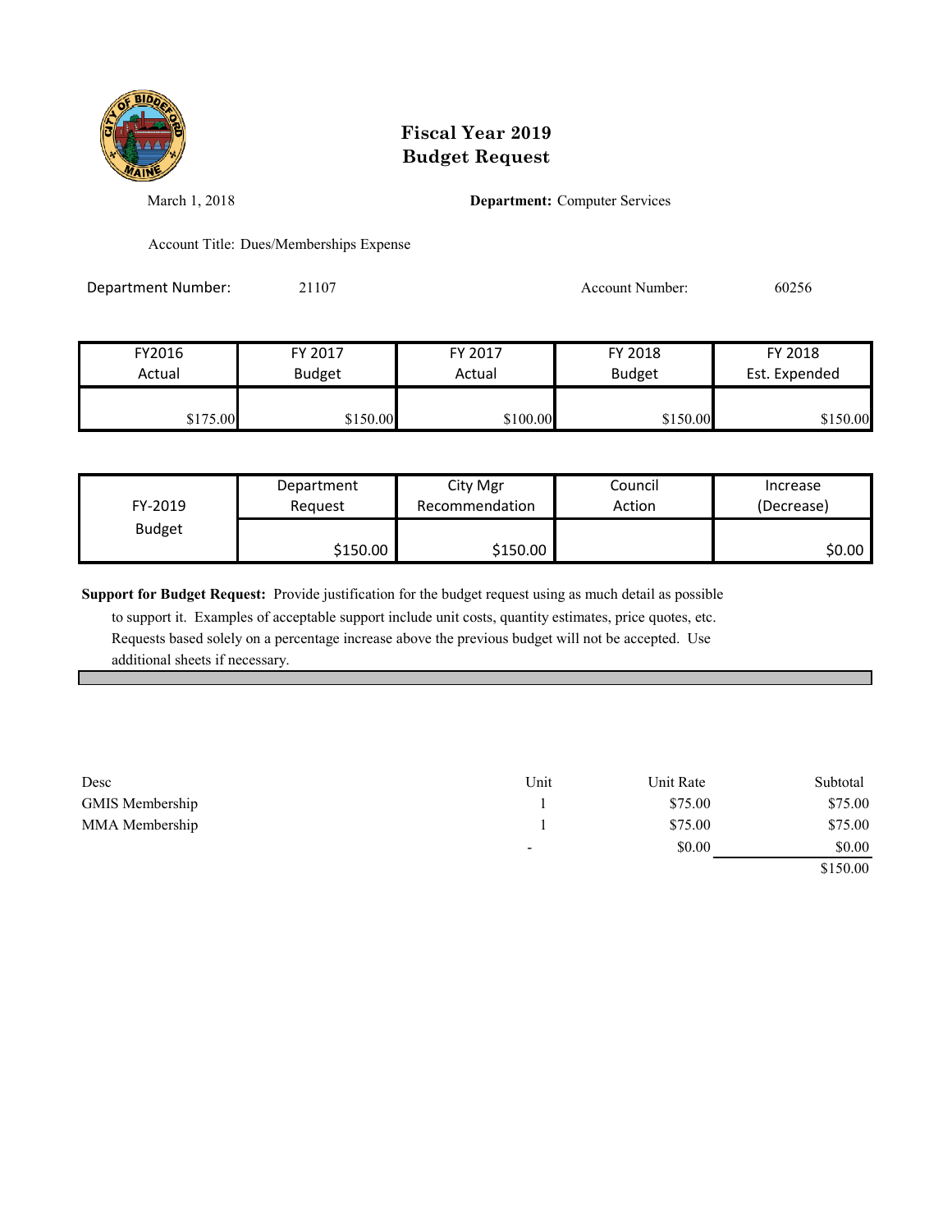# Fiscal Year 2019
# Budget Request

March 1, 2018

**Department:** Computer Services

Account Title: Dues/Memberships Expense

Department Number: 21107

Account Number: 60256

| FY2016 Actual | FY 2017 Budget | FY 2017 Actual | FY 2018 Budget | FY 2018 Est. Expended |
|---|---|---|---|---|
| $175.00 | $150.00 | $100.00 | $150.00 | $150.00 |

| FY-2019 Budget | Department Request | City Mgr Recommendation | Council Action | Increase (Decrease) |
|---|---|---|---|---|
| | $150.00 | $150.00 | | $0.00 |

**Support for Budget Request:** Provide justification for the budget request using as much detail as possible to support it. Examples of acceptable support include unit costs, quantity estimates, price quotes, etc. Requests based solely on a percentage increase above the previous budget will not be accepted. Use additional sheets if necessary.

| Desc | Unit | Unit Rate | Subtotal |
|---|---|---|---|
| GMIS Membership | 1 | $75.00 | $75.00 |
| MMA Membership | 1 | $75.00 | $75.00 |
| | - | $0.00 | $0.00 |
| | | | $150.00 |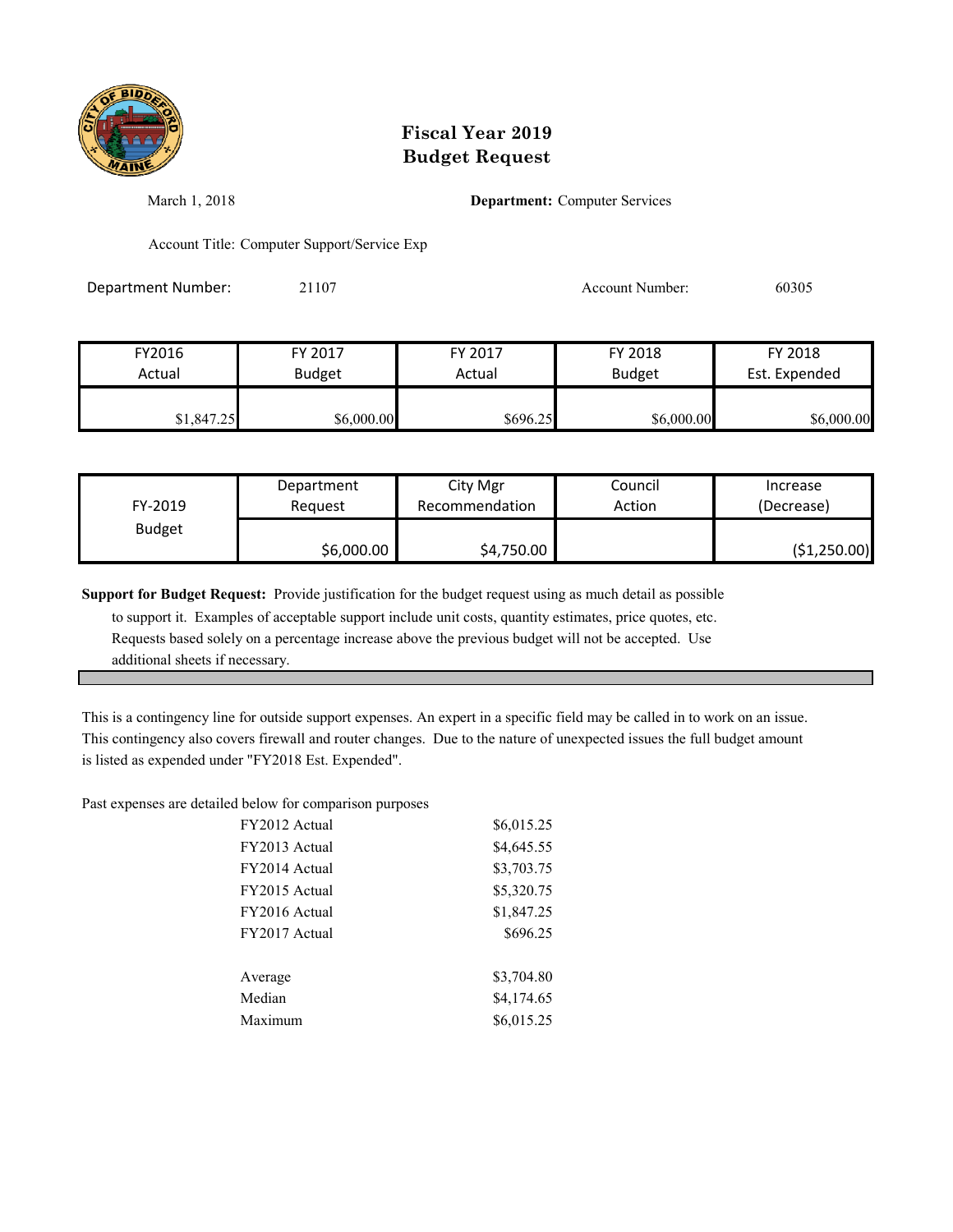# Fiscal Year 2019
# Budget Request

March 1, 2018

**Department:** Computer Services

Account Title: Computer Support/Service Exp

Department Number: 21107

Account Number: 60305

| FY2016 Actual | FY 2017 Budget | FY 2017 Actual | FY 2018 Budget | FY 2018 Est. Expended |
|---|---|---|---|---|
| $1,847.25 | $6,000.00 | $696.25 | $6,000.00 | $6,000.00 |

| FY-2019 Budget | Department Request | City Mgr Recommendation | Council Action | Increase (Decrease) |
|---|---|---|---|---|
| | $6,000.00 | $4,750.00 | | ($1,250.00) |

**Support for Budget Request:** Provide justification for the budget request using as much detail as possible to support it. Examples of acceptable support include unit costs, quantity estimates, price quotes, etc. Requests based solely on a percentage increase above the previous budget will not be accepted. Use additional sheets if necessary.

This is a contingency line for outside support expenses. An expert in a specific field may be called in to work on an issue. This contingency also covers firewall and router changes. Due to the nature of unexpected issues the full budget amount is listed as expended under "FY2018 Est. Expended".

Past expenses are detailed below for comparison purposes

| | |
|---|---|
| FY2012 Actual | $6,015.25 |
| FY2013 Actual | $4,645.55 |
| FY2014 Actual | $3,703.75 |
| FY2015 Actual | $5,320.75 |
| FY2016 Actual | $1,847.25 |
| FY2017 Actual | $696.25 |
| | |
| Average | $3,704.80 |
| Median | $4,174.65 |
| Maximum | $6,015.25 |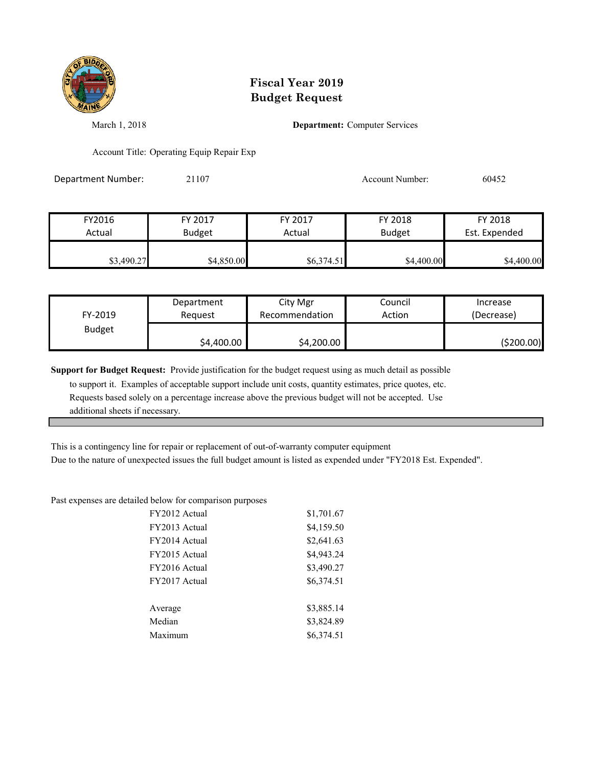# Fiscal Year 2019
# Budget Request

March 1, 2018

**Department:** Computer Services

Account Title: Operating Equip Repair Exp

Department Number: 21107

Account Number: 60452

| FY2016 Actual | FY 2017 Budget | FY 2017 Actual | FY 2018 Budget | FY 2018 Est. Expended |
|---|---|---|---|---|
| $3,490.27 | $4,850.00 | $6,374.51 | $4,400.00 | $4,400.00 |

| FY-2019 Budget | Department Request | City Mgr Recommendation | Council Action | Increase (Decrease) |
|---|---|---|---|---|
| | $4,400.00 | $4,200.00 | | ($200.00) |

**Support for Budget Request:** Provide justification for the budget request using as much detail as possible to support it. Examples of acceptable support include unit costs, quantity estimates, price quotes, etc. Requests based solely on a percentage increase above the previous budget will not be accepted. Use additional sheets if necessary.

This is a contingency line for repair or replacement of out-of-warranty computer equipment
Due to the nature of unexpected issues the full budget amount is listed as expended under "FY2018 Est. Expended".

Past expenses are detailed below for comparison purposes

| | |
|---|---|
| FY2012 Actual | $1,701.67 |
| FY2013 Actual | $4,159.50 |
| FY2014 Actual | $2,641.63 |
| FY2015 Actual | $4,943.24 |
| FY2016 Actual | $3,490.27 |
| FY2017 Actual | $6,374.51 |
| | |
| Average | $3,885.14 |
| Median | $3,824.89 |
| Maximum | $6,374.51 |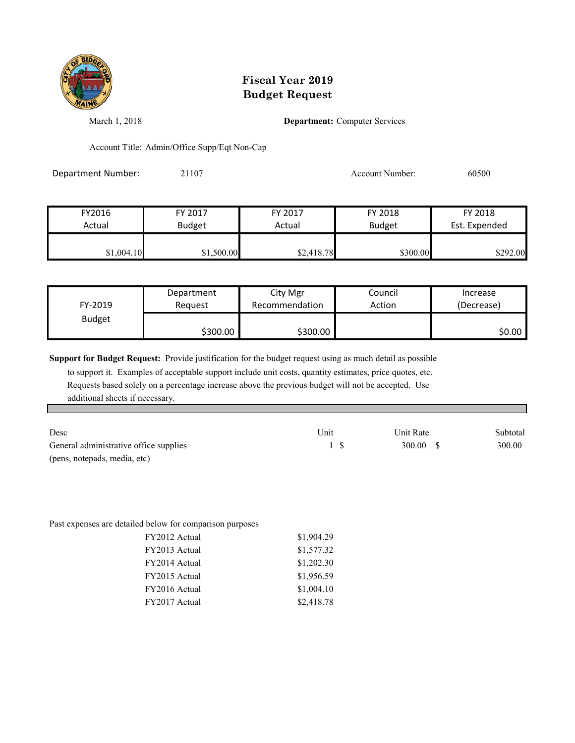# Fiscal Year 2019
# Budget Request

March 1, 2018

**Department:** Computer Services

Account Title: Admin/Office Supp/Eqt Non-Cap

Department Number: 21107

Account Number: 60500

| FY2016 Actual | FY 2017 Budget | FY 2017 Actual | FY 2018 Budget | FY 2018 Est. Expended |
|---|---|---|---|---|
| $1,004.10 | $1,500.00 | $2,418.78 | $300.00 | $292.00 |

| FY-2019 Budget | Department Request | City Mgr Recommendation | Council Action | Increase (Decrease) |
|---|---|---|---|---|
| | $300.00 | $300.00 | | $0.00 |

**Support for Budget Request:** Provide justification for the budget request using as much detail as possible to support it. Examples of acceptable support include unit costs, quantity estimates, price quotes, etc. Requests based solely on a percentage increase above the previous budget will not be accepted. Use additional sheets if necessary.

| Desc | Unit | Unit Rate | Subtotal |
|---|---|---|---|
| General administrative office supplies (pens, notepads, media, etc) | 1 | $ 300.00 | $ 300.00 |

Past expenses are detailed below for comparison purposes

| | |
|---|---|
| FY2012 Actual | $1,904.29 |
| FY2013 Actual | $1,577.32 |
| FY2014 Actual | $1,202.30 |
| FY2015 Actual | $1,956.59 |
| FY2016 Actual | $1,004.10 |
| FY2017 Actual | $2,418.78 |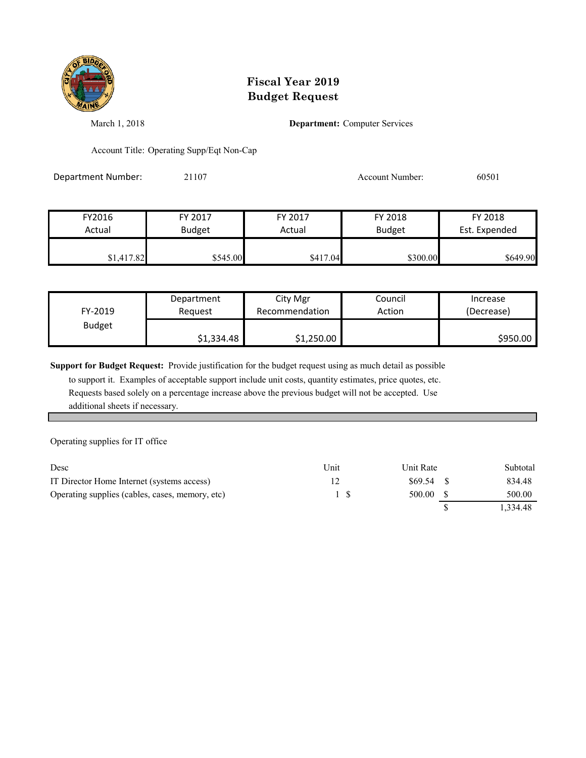# Fiscal Year 2019
# Budget Request

March 1, 2018

**Department:** Computer Services

Account Title: Operating Supp/Eqt Non-Cap

Department Number: 21107

Account Number: 60501

| FY2016 Actual | FY 2017 Budget | FY 2017 Actual | FY 2018 Budget | FY 2018 Est. Expended |
|---|---|---|---|---|
| $1,417.82 | $545.00 | $417.04 | $300.00 | $649.90 |

| FY-2019 Budget | Department Request | City Mgr Recommendation | Council Action | Increase (Decrease) |
|---|---|---|---|---|
| | $1,334.48 | $1,250.00 | | $950.00 |

**Support for Budget Request:** Provide justification for the budget request using as much detail as possible to support it. Examples of acceptable support include unit costs, quantity estimates, price quotes, etc. Requests based solely on a percentage increase above the previous budget will not be accepted. Use additional sheets if necessary.

Operating supplies for IT office

| Desc | Unit | Unit Rate | Subtotal |
|---|---|---|---|
| IT Director Home Internet (systems access) | 12 | $69.54 | $ 834.48 |
| Operating supplies (cables, cases, memory, etc) | 1 | $ 500.00 | $ 500.00 |
| | | | $ 1,334.48 |